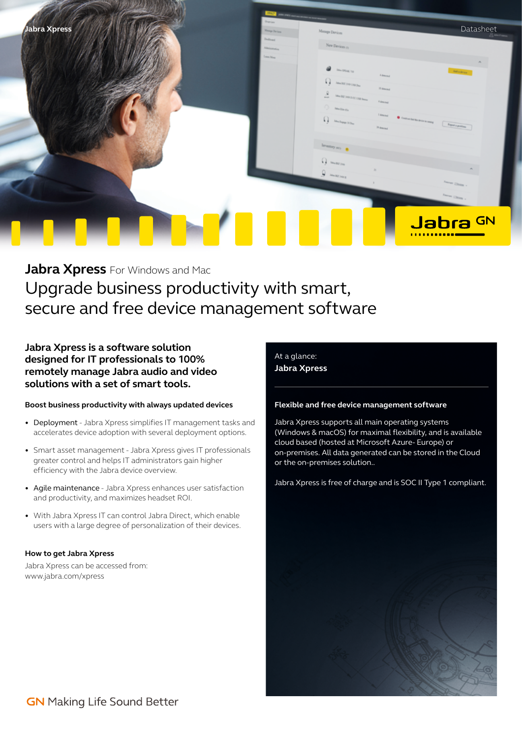# Jabra Xpress For Windows and Mac

## Upgrade business productivity with smart, secure and free device management software

**Jabra Xpress is a software solution designed for IT professionals to 100% remotely manage Jabra audio and video solutions with a set of smart tools.**

### Boost business productivity with always updated devices

- Deployment - Jabra Xpress simplifies IT management tasks and accelerates device adoption with several deployment options.
- Smart asset management - Jabra Xpress gives IT professionals greater control and helps IT administrators gain higher efficiency with the Jabra device overview.
- Agile maintenance - Jabra Xpress enhances user satisfaction and productivity, and maximizes headset ROI.
- With Jabra Xpress IT can control Jabra Direct, which enable users with a large degree of personalization of their devices.

### How to get Jabra Xpress

Jabra Xpress can be accessed from:
www.jabra.com/xpress

At a glance:
**Jabra Xpress**

### Flexible and free device management software

Jabra Xpress supports all main operating systems (Windows & macOS) for maximal flexibility, and is available cloud based (hosted at Microsoft Azure- Europe) or on-premises. All data generated can be stored in the Cloud or the on-premises solution..

Jabra Xpress is free of charge and is SOC II Type 1 compliant.

GN Making Life Sound Better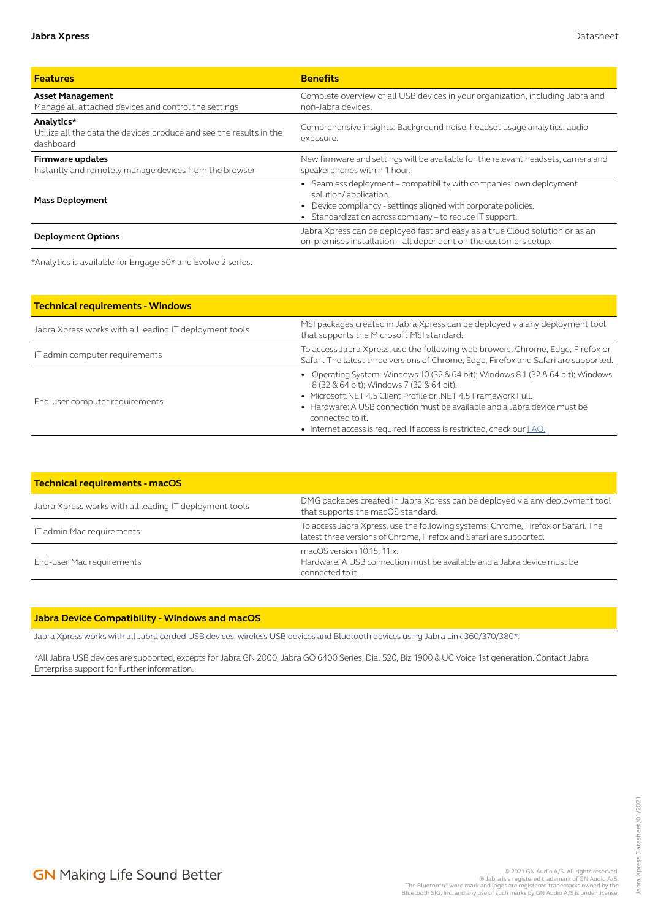| Features | Benefits |
|---|---|
| **Asset Management**<br>Manage all attached devices and control the settings | Complete overview of all USB devices in your organization, including Jabra and non-Jabra devices. |
| **Analytics***<br>Utilize all the data the devices produce and see the results in the dashboard | Comprehensive insights: Background noise, headset usage analytics, audio exposure. |
| **Firmware updates**<br>Instantly and remotely manage devices from the browser | New firmware and settings will be available for the relevant headsets, camera and speakerphones within 1 hour. |
| **Mass Deployment** | • Seamless deployment – compatibility with companies' own deployment solution/ application.<br>• Device compliancy - settings aligned with corporate policies.<br>• Standardization across company – to reduce IT support. |
| **Deployment Options** | Jabra Xpress can be deployed fast and easy as a true Cloud solution or as an on-premises installation – all dependent on the customers setup. |

*Analytics is available for Engage 50* and Evolve 2 series.

| Technical requirements - Windows | |
|---|---|
| Jabra Xpress works with all leading IT deployment tools | MSI packages created in Jabra Xpress can be deployed via any deployment tool that supports the Microsoft MSI standard. |
| IT admin computer requirements | To access Jabra Xpress, use the following web browers: Chrome, Edge, Firefox or Safari. The latest three versions of Chrome, Edge, Firefox and Safari are supported. |
| End-user computer requirements | • Operating System: Windows 10 (32 & 64 bit); Windows 8.1 (32 & 64 bit); Windows 8 (32 & 64 bit); Windows 7 (32 & 64 bit).<br>• Microsoft.NET 4.5 Client Profile or .NET 4.5 Framework Full.<br>• Hardware: A USB connection must be available and a Jabra device must be connected to it.<br>• Internet access is required. If access is restricted, check our FAQ. |

| Technical requirements - macOS | |
|---|---|
| Jabra Xpress works with all leading IT deployment tools | DMG packages created in Jabra Xpress can be deployed via any deployment tool that supports the macOS standard. |
| IT admin Mac requirements | To access Jabra Xpress, use the following systems: Chrome, Firefox or Safari. The latest three versions of Chrome, Firefox and Safari are supported. |
| End-user Mac requirements | macOS version 10.15, 11.x.<br>Hardware: A USB connection must be available and a Jabra device must be connected to it. |

## Jabra Device Compatibility - Windows and macOS

Jabra Xpress works with all Jabra corded USB devices, wireless USB devices and Bluetooth devices using Jabra Link 360/370/380*.

*All Jabra USB devices are supported, excepts for Jabra GN 2000, Jabra GO 6400 Series, Dial 520, Biz 1900 & UC Voice 1st generation. Contact Jabra Enterprise support for further information.

GN Making Life Sound Better

© 2021 GN Audio A/S. All rights reserved.
® Jabra is a registered trademark of GN Audio A/S.
The Bluetooth® word mark and logos are registered trademarks owned by the Bluetooth SIG, Inc. and any use of such marks by GN Audio A/S is under license.

Jabra Xpress Datasheet/01/2021